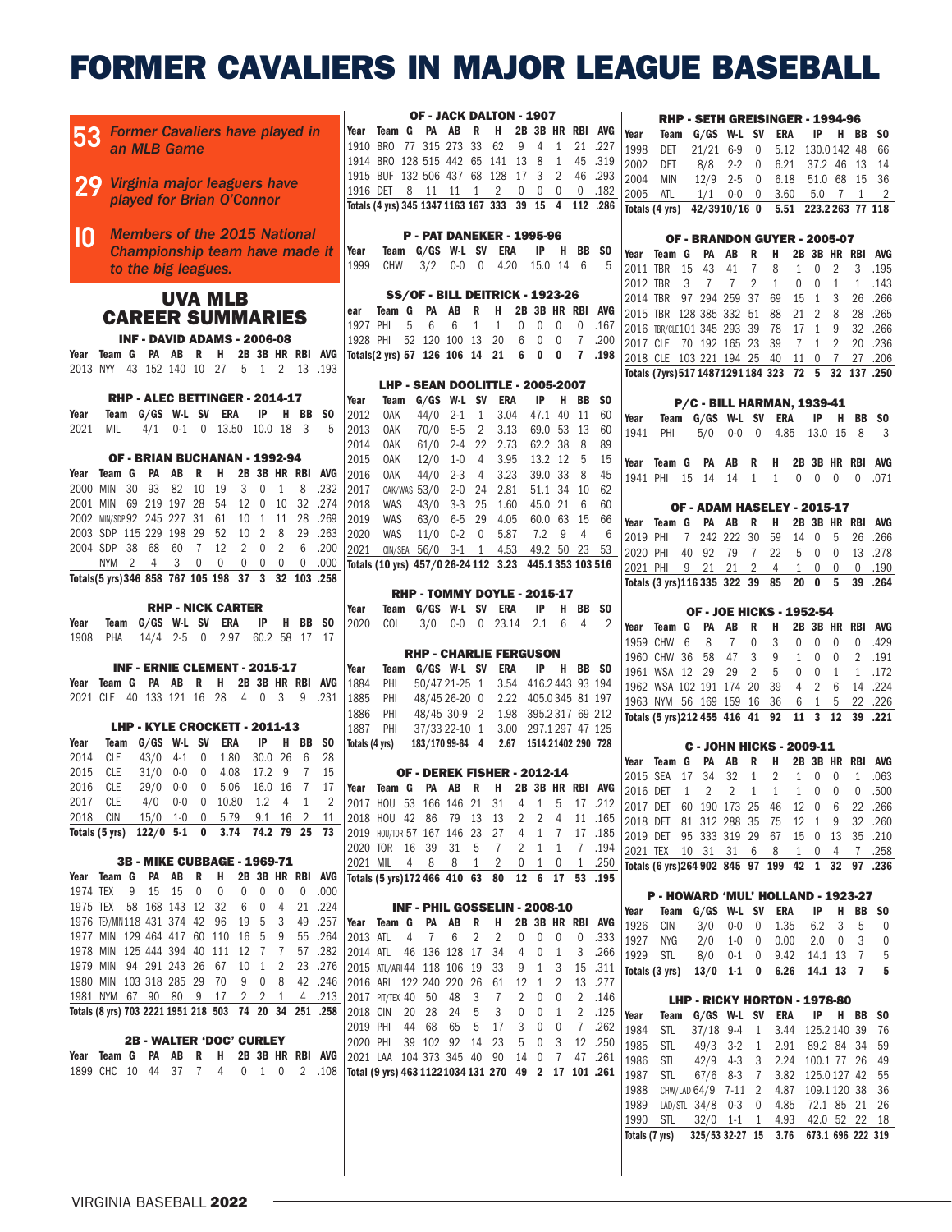# FORMER CAVALIERS IN MAJOR LEAGUE BASEBALL

**53** *Former Cavaliers have played in an MLB Game*

**29** *Virginia major leaguers have played for Brian O'Connor*

**10** *Members of the 2015 National Championship team have made it to the big leagues.*

## UVA MLB CAREER SUMMARIES

### INF - DAVID ADAMS - 2006-08

| Year | Team | G | PA | AB | R | H | 2B | 3B | HR | RBI | AVG |
|---|---|---|---|---|---|---|---|---|---|---|---|
| 2013 | NYY | 43 | 152 | 140 | 10 | 27 | 5 | 1 | 2 | 13 | .193 |

### RHP - ALEC BETTINGER - 2014-17

| Year | Team | G/GS | W-L | SV | ERA | IP | H | BB | SO |
|---|---|---|---|---|---|---|---|---|---|
| 2021 | MIL | 4/1 | 0-1 | 0 | 13.50 | 10.0 | 18 | 3 | 5 |

### OF - BRIAN BUCHANAN - 1992-94

| Year | Team | G | PA | AB | R | H | 2B | 3B | HR | RBI | AVG |
|---|---|---|---|---|---|---|---|---|---|---|---|
| 2000 | MIN | 30 | 93 | 82 | 10 | 19 | 3 | 0 | 1 | 8 | .232 |
| 2001 | MIN | 69 | 219 | 197 | 28 | 54 | 12 | 0 | 10 | 32 | .274 |
| 2002 | MIN/SDP | 92 | 245 | 227 | 31 | 61 | 10 | 1 | 11 | 28 | .269 |
| 2003 | SDP | 115 | 229 | 198 | 29 | 52 | 10 | 2 | 8 | 29 | .263 |
| 2004 | SDP | 38 | 68 | 60 | 7 | 12 | 2 | 0 | 2 | 6 | .200 |
| | NYM | 2 | 4 | 3 | 0 | 0 | 0 | 0 | 0 | 0 | .000 |
| Totals(5 yrs) | | 346 | 858 | 767 | 105 | 198 | 37 | 3 | 32 | 103 | .258 |

### RHP - NICK CARTER

| Year | Team | G/GS | W-L | SV | ERA | IP | H | BB | SO |
|---|---|---|---|---|---|---|---|---|---|
| 1908 | PHA | 14/4 | 2-5 | 0 | 2.97 | 60.2 | 58 | 17 | 17 |

### INF - ERNIE CLEMENT - 2015-17

| Year | Team | G | PA | AB | R | H | 2B | 3B | HR | RBI | AVG |
|---|---|---|---|---|---|---|---|---|---|---|---|
| 2021 | CLE | 40 | 133 | 121 | 16 | 28 | 4 | 0 | 3 | 9 | .231 |

### LHP - KYLE CROCKETT - 2011-13

| Year | Team | G/GS | W-L | SV | ERA | IP | H | BB | SO |
|---|---|---|---|---|---|---|---|---|---|
| 2014 | CLE | 43/0 | 4-1 | 0 | 1.80 | 30.0 | 26 | 6 | 28 |
| 2015 | CLE | 31/0 | 0-0 | 0 | 4.08 | 17.2 | 9 | 7 | 15 |
| 2016 | CLE | 29/0 | 0-0 | 0 | 5.06 | 16.0 | 16 | 7 | 17 |
| 2017 | CLE | 4/0 | 0-0 | 0 | 10.80 | 1.2 | 4 | 1 | 2 |
| 2018 | CIN | 15/0 | 1-0 | 0 | 5.79 | 9.1 | 16 | 2 | 11 |
| Totals (5 yrs) | | 122/0 | 5-1 | 0 | 3.74 | 74.2 | 79 | 25 | 73 |

### 3B - MIKE CUBBAGE - 1969-71

| Year | Team | G | PA | AB | R | H | 2B | 3B | HR | RBI | AVG |
|---|---|---|---|---|---|---|---|---|---|---|---|
| 1974 | TEX | 9 | 15 | 15 | 0 | 0 | 0 | 0 | 0 | 0 | .000 |
| 1975 | TEX | 58 | 168 | 143 | 12 | 32 | 6 | 0 | 4 | 21 | .224 |
| 1976 | TEX/MIN | 118 | 431 | 374 | 42 | 96 | 19 | 5 | 3 | 49 | .257 |
| 1977 | MIN | 129 | 464 | 417 | 60 | 110 | 16 | 5 | 9 | 55 | .264 |
| 1978 | MIN | 125 | 444 | 394 | 40 | 111 | 12 | 7 | 7 | 57 | .282 |
| 1979 | MIN | 94 | 291 | 243 | 26 | 67 | 10 | 1 | 2 | 23 | .276 |
| 1980 | MIN | 103 | 318 | 285 | 29 | 70 | 9 | 0 | 8 | 42 | .246 |
| 1981 | NYM | 67 | 90 | 80 | 9 | 17 | 2 | 2 | 1 | 4 | .213 |
| Totals (8 yrs) | | 703 | 2221 | 1951 | 218 | 503 | 74 | 20 | 34 | 251 | .258 |

### 2B - WALTER 'DOC' CURLEY

| Year | Team | G | PA | AB | R | H | 2B | 3B | HR | RBI | AVG |
|---|---|---|---|---|---|---|---|---|---|---|---|
| 1899 | CHC | 10 | 44 | 37 | 7 | 4 | 0 | 1 | 0 | 2 | .108 |

### OF - JACK DALTON - 1907

| Year | Team | G | PA | AB | R | H | 2B | 3B | HR | RBI | AVG |
|---|---|---|---|---|---|---|---|---|---|---|---|
| 1910 | BRO | 77 | 315 | 273 | 33 | 62 | 9 | 4 | 1 | 21 | .227 |
| 1914 | BRO | 128 | 515 | 442 | 65 | 141 | 13 | 8 | 1 | 45 | .319 |
| 1915 | BUF | 132 | 506 | 437 | 68 | 128 | 17 | 3 | 2 | 46 | .293 |
| 1916 | DET | 8 | 11 | 11 | 1 | 2 | 0 | 0 | 0 | 0 | .182 |
| Totals (4 yrs) | | 345 | 1347 | 1163 | 167 | 333 | 39 | 15 | 4 | 112 | .286 |

### P - PAT DANEKER - 1995-96

| Year | Team | G/GS | W-L | SV | ERA | IP | H | BB | SO |
|---|---|---|---|---|---|---|---|---|---|
| 1999 | CHW | 3/2 | 0-0 | 0 | 4.20 | 15.0 | 14 | 6 | 5 |

### SS/OF - BILL DEITRICK - 1923-26

| ear | Team | G | PA | AB | R | H | 2B | 3B | HR | RBI | AVG |
|---|---|---|---|---|---|---|---|---|---|---|---|
| 1927 | PHI | 5 | 6 | 6 | 1 | 1 | 0 | 0 | 0 | 0 | .167 |
| 1928 | PHI | 52 | 120 | 100 | 13 | 20 | 6 | 0 | 0 | 7 | .200 |
| Totals(2 yrs) | | 57 | 126 | 106 | 14 | 21 | 6 | 0 | 0 | 7 | .198 |

### LHP - SEAN DOOLITTLE - 2005-2007

| Year | Team | G/GS | W-L | SV | ERA | IP | H | BB | SO |
|---|---|---|---|---|---|---|---|---|---|
| 2012 | OAK | 44/0 | 2-1 | 1 | 3.04 | 47.1 | 40 | 11 | 60 |
| 2013 | OAK | 70/0 | 5-5 | 2 | 3.13 | 69.0 | 53 | 13 | 60 |
| 2014 | OAK | 61/0 | 2-4 | 22 | 2.73 | 62.2 | 38 | 8 | 89 |
| 2015 | OAK | 12/0 | 1-0 | 4 | 3.95 | 13.2 | 12 | 5 | 15 |
| 2016 | OAK | 44/0 | 2-3 | 4 | 3.23 | 39.0 | 33 | 8 | 45 |
| 2017 | OAK/WAS | 53/0 | 2-0 | 24 | 2.81 | 51.1 | 34 | 10 | 62 |
| 2018 | WAS | 43/0 | 3-3 | 25 | 1.60 | 45.0 | 21 | 6 | 60 |
| 2019 | WAS | 63/0 | 6-5 | 29 | 4.05 | 60.0 | 63 | 15 | 66 |
| 2020 | WAS | 11/0 | 0-2 | 0 | 5.87 | 7.2 | 9 | 4 | 6 |
| 2021 | CIN/SEA | 56/0 | 3-1 | 1 | 4.53 | 49.2 | 50 | 23 | 53 |
| Totals (10 yrs) | | 457/0 | 26-24 | 112 | 3.23 | 445.1 | 353 | 103 | 516 |

### RHP - TOMMY DOYLE - 2015-17

| Year | Team | G/GS | W-L | SV | ERA | IP | H | BB | SO |
|---|---|---|---|---|---|---|---|---|---|
| 2020 | COL | 3/0 | 0-0 | 0 | 23.14 | 2.1 | 6 | 4 | 2 |

### RHP - CHARLIE FERGUSON

| Year | Team | G/GS | W-L | SV | ERA | IP | H | BB | SO |
|---|---|---|---|---|---|---|---|---|---|
| 1884 | PHI | 50/47 | 21-25 | 1 | 3.54 | 416.2 | 443 | 93 | 194 |
| 1885 | PHI | 48/45 | 26-20 | 0 | 2.22 | 405.0 | 345 | 81 | 197 |
| 1886 | PHI | 48/45 | 30-9 | 2 | 1.98 | 395.2 | 317 | 69 | 212 |
| 1887 | PHI | 37/33 | 22-10 | 1 | 3.00 | 297.1 | 297 | 47 | 125 |
| Totals (4 yrs) | | 183/170 | 99-64 | 4 | 2.67 | 1514.2 | 1402 | 290 | 728 |

### OF - DEREK FISHER - 2012-14

| Year | Team | G | PA | AB | R | H | 2B | 3B | HR | RBI | AVG |
|---|---|---|---|---|---|---|---|---|---|---|---|
| 2017 | HOU | 53 | 166 | 146 | 21 | 31 | 4 | 1 | 5 | 17 | .212 |
| 2018 | HOU | 42 | 86 | 79 | 13 | 13 | 2 | 2 | 4 | 11 | .165 |
| 2019 | HOU/TOR | 57 | 167 | 146 | 23 | 27 | 4 | 1 | 7 | 17 | .185 |
| 2020 | TOR | 16 | 39 | 31 | 5 | 7 | 2 | 1 | 1 | 7 | .194 |
| 2021 | MIL | 4 | 8 | 8 | 1 | 2 | 0 | 1 | 0 | 1 | .250 |
| Totals (5 yrs) | | 172 | 466 | 410 | 63 | 80 | 12 | 6 | 17 | 53 | .195 |

### INF - PHIL GOSSELIN - 2008-10

| Year | Team | G | PA | AB | R | H | 2B | 3B | HR | RBI | AVG |
|---|---|---|---|---|---|---|---|---|---|---|---|
| 2013 | ATL | 4 | 7 | 6 | 2 | 2 | 0 | 0 | 0 | 0 | .333 |
| 2014 | ATL | 46 | 136 | 128 | 17 | 34 | 4 | 0 | 1 | 3 | .266 |
| 2015 | ATL/ARI | 44 | 118 | 106 | 19 | 33 | 9 | 1 | 3 | 15 | .311 |
| 2016 | ARI | 122 | 240 | 220 | 26 | 61 | 12 | 1 | 2 | 13 | .277 |
| 2017 | PIT/TEX | 40 | 50 | 48 | 3 | 7 | 2 | 0 | 0 | 2 | .146 |
| 2018 | CIN | 20 | 28 | 24 | 5 | 3 | 0 | 0 | 1 | 2 | .125 |
| 2019 | PHI | 44 | 68 | 65 | 5 | 17 | 3 | 0 | 0 | 7 | .262 |
| 2020 | PHI | 39 | 102 | 92 | 14 | 23 | 5 | 0 | 3 | 12 | .250 |
| 2021 | LAA | 104 | 373 | 345 | 40 | 90 | 14 | 0 | 7 | 47 | .261 |
| Total (9 yrs) | | 463 | 1122 | 1034 | 131 | 270 | 49 | 2 | 17 | 101 | .261 |

### RHP - SETH GREISINGER - 1994-96

| Year | Team | G/GS | W-L | SV | ERA | IP | H | BB | SO |
|---|---|---|---|---|---|---|---|---|---|
| 1998 | DET | 21/21 | 6-9 | 0 | 5.12 | 130.0 | 142 | 48 | 66 |
| 2002 | DET | 8/8 | 2-2 | 0 | 6.21 | 37.2 | 46 | 13 | 14 |
| 2004 | MIN | 12/9 | 2-5 | 0 | 6.18 | 51.0 | 68 | 15 | 36 |
| 2005 | ATL | 1/1 | 0-0 | 0 | 3.60 | 5.0 | 7 | 1 | 2 |
| Totals (4 yrs) | | 42/39 | 10/16 | 0 | 5.51 | 223.2 | 263 | 77 | 118 |

### OF - BRANDON GUYER - 2005-07

| Year | Team | G | PA | AB | R | H | 2B | 3B | HR | RBI | AVG |
|---|---|---|---|---|---|---|---|---|---|---|---|
| 2011 | TBR | 15 | 43 | 41 | 7 | 8 | 1 | 0 | 2 | 3 | .195 |
| 2012 | TBR | 3 | 7 | 7 | 2 | 1 | 0 | 0 | 1 | 1 | .143 |
| 2014 | TBR | 97 | 294 | 259 | 37 | 69 | 15 | 1 | 3 | 26 | .266 |
| 2015 | TBR | 128 | 385 | 332 | 51 | 88 | 21 | 2 | 8 | 28 | .265 |
| 2016 | TBR/CLE | 101 | 345 | 293 | 39 | 78 | 17 | 1 | 9 | 32 | .266 |
| 2017 | CLE | 70 | 192 | 165 | 23 | 39 | 7 | 1 | 2 | 20 | .236 |
| 2018 | CLE | 103 | 221 | 194 | 25 | 40 | 11 | 0 | 7 | 27 | .206 |
| Totals (7yrs) | | 517 | 1487 | 1291 | 184 | 323 | 72 | 5 | 32 | 137 | .250 |

### P/C - BILL HARMAN, 1939-41

| Year | Team | G/GS | W-L | SV | ERA | IP | H | BB | SO |
|---|---|---|---|---|---|---|---|---|---|
| 1941 | PHI | 5/0 | 0-0 | 0 | 4.85 | 13.0 | 15 | 8 | 3 |

| Year | Team | G | PA | AB | R | H | 2B | 3B | HR | RBI | AVG |
|---|---|---|---|---|---|---|---|---|---|---|---|
| 1941 | PHI | 15 | 14 | 14 | 1 | 1 | 0 | 0 | 0 | 0 | .071 |

### OF - ADAM HASELEY - 2015-17

| Year | Team | G | PA | AB | R | H | 2B | 3B | HR | RBI | AVG |
|---|---|---|---|---|---|---|---|---|---|---|---|
| 2019 | PHI | 7 | 242 | 222 | 30 | 59 | 14 | 0 | 5 | 26 | .266 |
| 2020 | PHI | 40 | 92 | 79 | 7 | 22 | 5 | 0 | 0 | 13 | .278 |
| 2021 | PHI | 9 | 21 | 21 | 2 | 4 | 1 | 0 | 0 | 0 | .190 |
| Totals (3 yrs) | | 116 | 335 | 322 | 39 | 85 | 20 | 0 | 5 | 39 | .264 |

### OF - JOE HICKS - 1952-54

| Year | Team | G | PA | AB | R | H | 2B | 3B | HR | RBI | AVG |
|---|---|---|---|---|---|---|---|---|---|---|---|
| 1959 | CHW | 6 | 8 | 7 | 0 | 3 | 0 | 0 | 0 | 0 | .429 |
| 1960 | CHW | 36 | 58 | 47 | 3 | 9 | 1 | 0 | 0 | 2 | .191 |
| 1961 | WSA | 12 | 29 | 29 | 2 | 5 | 0 | 0 | 1 | 1 | .172 |
| 1962 | WSA | 102 | 191 | 174 | 20 | 39 | 4 | 2 | 6 | 14 | .224 |
| 1963 | NYM | 56 | 169 | 159 | 16 | 36 | 6 | 1 | 5 | 22 | .226 |
| Totals (5 yrs) | | 212 | 455 | 416 | 41 | 92 | 11 | 3 | 12 | 39 | .221 |

### C - JOHN HICKS - 2009-11

| Year | Team | G | PA | AB | R | H | 2B | 3B | HR | RBI | AVG |
|---|---|---|---|---|---|---|---|---|---|---|---|
| 2015 | SEA | 17 | 34 | 32 | 1 | 2 | 1 | 0 | 0 | 1 | .063 |
| 2016 | DET | 1 | 2 | 2 | 1 | 1 | 1 | 0 | 0 | 0 | .500 |
| 2017 | DET | 60 | 190 | 173 | 25 | 46 | 12 | 0 | 6 | 22 | .266 |
| 2018 | DET | 81 | 312 | 288 | 35 | 75 | 12 | 1 | 9 | 32 | .260 |
| 2019 | DET | 95 | 333 | 319 | 29 | 67 | 15 | 0 | 13 | 35 | .210 |
| 2021 | TEX | 10 | 31 | 31 | 6 | 8 | 1 | 0 | 4 | 7 | .258 |
| Totals (6 yrs) | | 264 | 902 | 845 | 97 | 199 | 42 | 1 | 32 | 97 | .236 |

### P - HOWARD 'MUL' HOLLAND - 1923-27

| Year | Team | G/GS | W-L | SV | ERA | IP | H | BB | SO |
|---|---|---|---|---|---|---|---|---|---|
| 1926 | CIN | 3/0 | 0-0 | 0 | 1.35 | 6.2 | 3 | 5 | 0 |
| 1927 | NYG | 2/0 | 1-0 | 0 | 0.00 | 2.0 | 0 | 3 | 0 |
| 1929 | STL | 8/0 | 0-1 | 0 | 9.42 | 14.1 | 13 | 7 | 5 |
| Totals (3 yrs) | | 13/0 | 1-1 | 0 | 6.26 | 14.1 | 13 | 7 | 5 |

### LHP - RICKY HORTON - 1978-80

| Year | Team | G/GS | W-L | SV | ERA | IP | H | BB | SO |
|---|---|---|---|---|---|---|---|---|---|
| 1984 | STL | 37/18 | 9-4 | 1 | 3.44 | 125.2 | 140 | 39 | 76 |
| 1985 | STL | 49/3 | 3-2 | 1 | 2.91 | 89.2 | 84 | 34 | 59 |
| 1986 | STL | 42/9 | 4-3 | 3 | 2.24 | 100.1 | 77 | 26 | 49 |
| 1987 | STL | 67/6 | 8-3 | 7 | 3.82 | 125.0 | 127 | 42 | 55 |
| 1988 | CHW/LAD | 64/9 | 7-11 | 2 | 4.87 | 109.1 | 120 | 38 | 36 |
| 1989 | LAD/STL | 34/8 | 0-3 | 0 | 4.85 | 72.1 | 85 | 21 | 26 |
| 1990 | STL | 32/0 | 1-1 | 1 | 4.93 | 42.0 | 52 | 22 | 18 |
| Totals (7 yrs) | | 325/53 | 32-27 | 15 | 3.76 | 673.1 | 696 | 222 | 319 |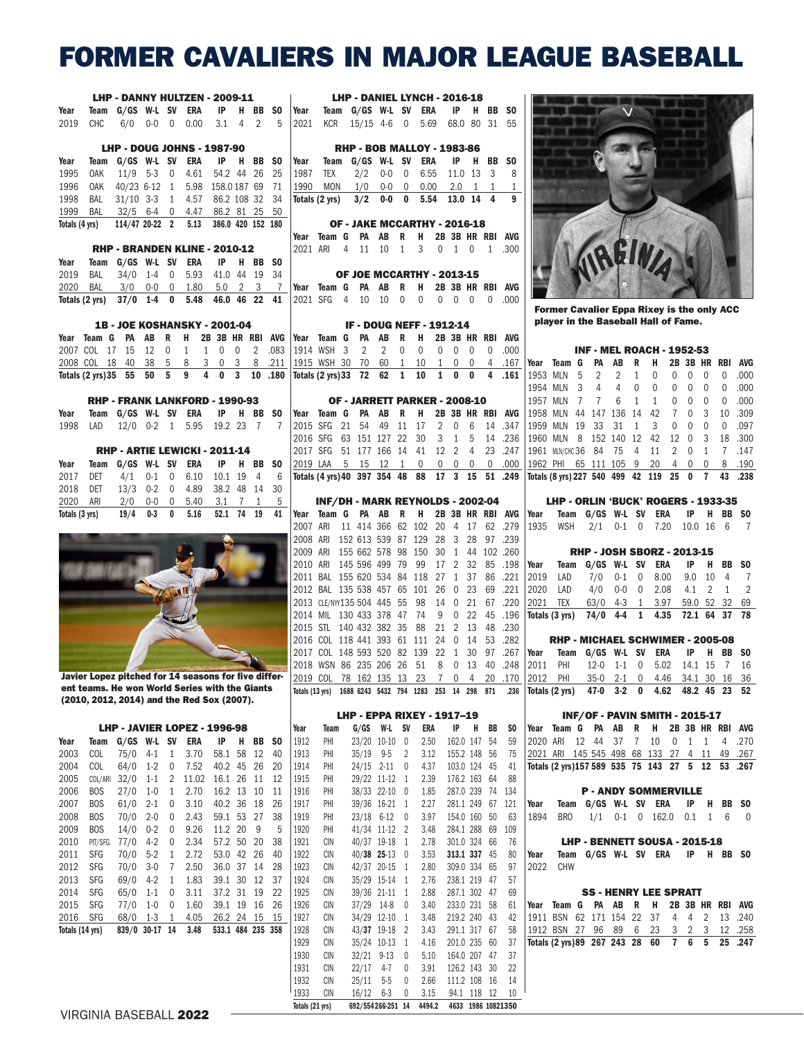# FORMER CAVALIERS IN MAJOR LEAGUE BASEBALL

### LHP - DANNY HULTZEN - 2009-11

| Year | Team | G/GS | W-L | SV | ERA | IP | H | BB | SO |
|---|---|---|---|---|---|---|---|---|---|
| 2019 | CHC | 6/0 | 0-0 | 0 | 0.00 | 3.1 | 4 | 2 | 5 |

### LHP - DOUG JOHNS - 1987-90

| Year | Team | G/GS | W-L | SV | ERA | IP | H | BB | SO |
|---|---|---|---|---|---|---|---|---|---|
| 1995 | OAK | 11/9 | 5-3 | 0 | 4.61 | 54.2 | 44 | 26 | 25 |
| 1996 | OAK | 40/23 | 6-12 | 1 | 5.98 | 158.0 | 187 | 69 | 71 |
| 1998 | BAL | 31/10 | 3-3 | 1 | 4.57 | 86.2 | 108 | 32 | 34 |
| 1999 | BAL | 32/5 | 6-4 | 0 | 4.47 | 86.2 | 81 | 25 | 50 |
| **Totals (4 yrs)** | | **114/47** | **20-22** | **2** | **5.13** | **386.0** | **420** | **152** | **180** |

### RHP - BRANDEN KLINE - 2010-12

| Year | Team | G/GS | W-L | SV | ERA | IP | H | BB | SO |
|---|---|---|---|---|---|---|---|---|---|
| 2019 | BAL | 34/0 | 1-4 | 0 | 5.93 | 41.0 | 44 | 19 | 34 |
| 2020 | BAL | 3/0 | 0-0 | 0 | 1.80 | 5.0 | 2 | 3 | 7 |
| **Totals (2 yrs)** | | **37/0** | **1-4** | **0** | **5.48** | **46.0** | **46** | **22** | **41** |

### 1B - JOE KOSHANSKY - 2001-04

| Year | Team | G | PA | AB | R | H | 2B | 3B | HR | RBI | AVG |
|---|---|---|---|---|---|---|---|---|---|---|---|
| 2007 | COL | 17 | 15 | 12 | 0 | 1 | 1 | 0 | 0 | 2 | .083 |
| 2008 | COL | 18 | 40 | 38 | 5 | 8 | 3 | 0 | 3 | 8 | .211 |
| **Totals (2 yrs)** | | **35** | **55** | **50** | **5** | **9** | **4** | **0** | **3** | **10** | **.180** |

### RHP - FRANK LANKFORD - 1990-93

| Year | Team | G/GS | W-L | SV | ERA | IP | H | BB | SO |
|---|---|---|---|---|---|---|---|---|---|
| 1998 | LAD | 12/0 | 0-2 | 1 | 5.95 | 19.2 | 23 | 7 | 7 |

### RHP - ARTIE LEWICKI - 2011-14

| Year | Team | G/GS | W-L | SV | ERA | IP | H | BB | SO |
|---|---|---|---|---|---|---|---|---|---|
| 2017 | DET | 4/1 | 0-1 | 0 | 6.10 | 10.1 | 19 | 4 | 6 |
| 2018 | DET | 13/3 | 0-2 | 0 | 4.89 | 38.2 | 48 | 14 | 30 |
| 2020 | ARI | 2/0 | 0-0 | 0 | 5.40 | 3.1 | 7 | 1 | 5 |
| **Totals (3 yrs)** | | **19/4** | **0-3** | **0** | **5.16** | **52.1** | **74** | **19** | **41** |

Javier Lopez pitched for 14 seasons for five different teams. He won World Series with the Giants (2010, 2012, 2014) and the Red Sox (2007).

### LHP - JAVIER LOPEZ - 1996-98

| Year | Team | G/GS | W-L | SV | ERA | IP | H | BB | SO |
|---|---|---|---|---|---|---|---|---|---|
| 2003 | COL | 75/0 | 4-1 | 1 | 3.70 | 58.1 | 58 | 12 | 40 |
| 2004 | COL | 64/0 | 1-2 | 0 | 7.52 | 40.2 | 45 | 26 | 20 |
| 2005 | COL/ARI | 32/0 | 1-1 | 2 | 11.02 | 16.1 | 26 | 11 | 12 |
| 2006 | BOS | 27/0 | 1-0 | 1 | 2.70 | 16.2 | 13 | 10 | 11 |
| 2007 | BOS | 61/0 | 2-1 | 0 | 3.10 | 40.2 | 36 | 18 | 26 |
| 2008 | BOS | 70/0 | 2-0 | 0 | 2.43 | 59.1 | 53 | 27 | 38 |
| 2009 | BOS | 14/0 | 0-2 | 0 | 9.26 | 11.2 | 20 | 9 | 5 |
| 2010 | PIT/SFG | 77/0 | 4-2 | 0 | 2.34 | 57.2 | 50 | 20 | 38 |
| 2011 | SFG | 70/0 | 5-2 | 1 | 2.72 | 53.0 | 42 | 26 | 40 |
| 2012 | SFG | 70/0 | 3-0 | 7 | 2.50 | 36.0 | 37 | 14 | 28 |
| 2013 | SFG | 69/0 | 4-2 | 1 | 1.83 | 39.1 | 30 | 12 | 37 |
| 2014 | SFG | 65/0 | 1-1 | 0 | 3.11 | 37.2 | 31 | 19 | 22 |
| 2015 | SFG | 77/0 | 1-0 | 0 | 1.60 | 39.1 | 19 | 16 | 26 |
| 2016 | SFG | 68/0 | 1-3 | 1 | 4.05 | 26.2 | 24 | 15 | 15 |
| **Totals (14 yrs)** | | **839/0** | **30-17** | **14** | **3.48** | **533.1** | **484** | **235** | **358** |

### LHP - DANIEL LYNCH - 2016-18

| Year | Team | G/GS | W-L | SV | ERA | IP | H | BB | SO |
|---|---|---|---|---|---|---|---|---|---|
| 2021 | KCR | 15/15 | 4-6 | 0 | 5.69 | 68.0 | 80 | 31 | 55 |

### RHP - BOB MALLOY - 1983-86

| Year | Team | G/GS | W-L | SV | ERA | IP | H | BB | SO |
|---|---|---|---|---|---|---|---|---|---|
| 1987 | TEX | 2/2 | 0-0 | 0 | 6.55 | 11.0 | 13 | 3 | 8 |
| 1990 | MON | 1/0 | 0-0 | 0 | 0.00 | 2.0 | 1 | 1 | 1 |
| **Totals (2 yrs)** | | **3/2** | **0-0** | **0** | **5.54** | **13.0** | **14** | **4** | **9** |

### OF - JAKE MCCARTHY - 2016-18

| Year | Team | G | PA | AB | R | H | 2B | 3B | HR | RBI | AVG |
|---|---|---|---|---|---|---|---|---|---|---|---|
| 2021 | ARI | 4 | 11 | 10 | 1 | 3 | 0 | 1 | 0 | 1 | .300 |

### OF JOE MCCARTHY - 2013-15

| Year | Team | G | PA | AB | R | H | 2B | 3B | HR | RBI | AVG |
|---|---|---|---|---|---|---|---|---|---|---|---|
| 2021 | SFG | 4 | 10 | 10 | 0 | 0 | 0 | 0 | 0 | 0 | .000 |

### IF - DOUG NEFF - 1912-14

| Year | Team | G | PA | AB | R | H | 2B | 3B | HR | RBI | AVG |
|---|---|---|---|---|---|---|---|---|---|---|---|
| 1914 | WSH | 3 | 2 | 2 | 0 | 0 | 0 | 0 | 0 | 0 | .000 |
| 1915 | WSH | 30 | 70 | 60 | 1 | 10 | 1 | 0 | 0 | 4 | .167 |
| **Totals (2 yrs)** | | **33** | **72** | **62** | **1** | **10** | **1** | **0** | **0** | **4** | **.161** |

### OF - JARRETT PARKER - 2008-10

| Year | Team | G | PA | AB | R | H | 2B | 3B | HR | RBI | AVG |
|---|---|---|---|---|---|---|---|---|---|---|---|
| 2015 | SFG | 21 | 54 | 49 | 11 | 17 | 2 | 0 | 6 | 14 | .347 |
| 2016 | SFG | 63 | 151 | 127 | 22 | 30 | 3 | 1 | 5 | 14 | .236 |
| 2017 | SFG | 51 | 177 | 166 | 14 | 41 | 12 | 2 | 4 | 23 | .247 |
| 2019 | LAA | 5 | 15 | 12 | 1 | 0 | 0 | 0 | 0 | 0 | .000 |
| **Totals (4 yrs)** | | **40** | **397** | **354** | **48** | **88** | **17** | **3** | **15** | **51** | **.249** |

### INF/DH - MARK REYNOLDS - 2002-04

| Year | Team | G | PA | AB | R | H | 2B | 3B | HR | RBI | AVG |
|---|---|---|---|---|---|---|---|---|---|---|---|
| 2007 | ARI | 11 | 414 | 366 | 62 | 102 | 20 | 4 | 17 | 62 | .279 |
| 2008 | ARI | 152 | 613 | 539 | 87 | 129 | 28 | 3 | 28 | 97 | .239 |
| 2009 | ARI | 155 | 662 | 578 | 98 | 150 | 30 | 1 | 44 | 102 | .260 |
| 2010 | ARI | 145 | 596 | 499 | 79 | 99 | 17 | 2 | 32 | 85 | .198 |
| 2011 | BAL | 155 | 620 | 534 | 84 | 118 | 27 | 1 | 37 | 86 | .221 |
| 2012 | BAL | 135 | 538 | 457 | 65 | 101 | 26 | 0 | 23 | 69 | .221 |
| 2013 | CLE/NYY | 135 | 504 | 445 | 55 | 98 | 14 | 0 | 21 | 67 | .220 |
| 2014 | MIL | 130 | 433 | 378 | 47 | 74 | 9 | 0 | 22 | 45 | .196 |
| 2015 | STL | 140 | 432 | 382 | 35 | 88 | 21 | 2 | 13 | 48 | .230 |
| 2016 | COL | 118 | 441 | 393 | 61 | 111 | 24 | 0 | 14 | 53 | .282 |
| 2017 | COL | 148 | 593 | 520 | 82 | 139 | 22 | 1 | 30 | 97 | .267 |
| 2018 | WSN | 86 | 235 | 206 | 26 | 51 | 8 | 0 | 13 | 40 | .248 |
| 2019 | COL | 78 | 162 | 135 | 13 | 23 | 7 | 0 | 4 | 20 | .170 |
| **Totals (13 yrs)** | | **1688** | **6243** | **5432** | **794** | **1283** | **253** | **14** | **298** | **871** | **.236** |

### LHP - EPPA RIXEY - 1917-19

| Year | Team | G/GS | W-L | SV | ERA | IP | H | BB | SO |
|---|---|---|---|---|---|---|---|---|---|
| 1912 | PHI | 23/20 | 10-10 | 0 | 2.50 | 162.0 | 147 | 54 | 59 |
| 1913 | PHI | 35/19 | 9-5 | 2 | 3.12 | 155.2 | 148 | 56 | 75 |
| 1914 | PHI | 24/15 | 2-11 | 0 | 4.37 | 103.0 | 124 | 45 | 41 |
| 1915 | PHI | 29/22 | 11-12 | 1 | 2.39 | 176.2 | 163 | 64 | 88 |
| 1916 | PHI | 38/33 | 22-10 | 0 | 1.85 | 287.0 | 239 | 74 | 134 |
| 1917 | PHI | 39/36 | 16-21 | 1 | 2.27 | 281.1 | 249 | 67 | 121 |
| 1919 | PHI | 23/18 | 6-12 | 0 | 3.97 | 154.0 | 160 | 50 | 63 |
| 1920 | PHI | 41/34 | 11-22 | 2 | 3.48 | 284.1 | 288 | 69 | 109 |
| 1921 | CIN | 40/37 | 19-18 | 1 | 2.78 | 301.0 | 324 | 66 | 76 |
| 1922 | CIN | 40/38 | **25**-13 | 0 | 3.53 | **313.1** | **337** | 45 | 80 |
| 1923 | CIN | 42/37 | 20-15 | 1 | 2.80 | 309.0 | 334 | 65 | 97 |
| 1924 | CIN | 35/29 | 15-14 | 1 | 2.76 | 238.1 | 219 | 47 | 57 |
| 1925 | CIN | 39/36 | 21-11 | 1 | 2.88 | 287.1 | 302 | 47 | 69 |
| 1926 | CIN | 37/29 | 14-8 | 0 | 3.40 | 233.0 | 231 | 58 | 61 |
| 1927 | CIN | 34/29 | 12-10 | 1 | 3.48 | 219.2 | 240 | 43 | 42 |
| 1928 | CIN | 43/37 | 19-18 | 2 | 3.43 | 291.1 | 317 | 67 | 58 |
| 1929 | CIN | 35/24 | 10-13 | 1 | 4.16 | 201.0 | 235 | 60 | 37 |
| 1930 | CIN | 32/21 | 9-13 | 0 | 5.10 | 164.0 | 207 | 47 | 37 |
| 1931 | CIN | 22/17 | 4-7 | 0 | 3.91 | 126.2 | 143 | 30 | 22 |
| 1932 | CIN | 25/11 | 5-5 | 0 | 2.66 | 111.2 | 108 | 16 | 14 |
| 1933 | CIN | 16/12 | 6-3 | 0 | 3.15 | 94.1 | 118 | 12 | 10 |
| **Totals (21 yrs)** | | **692/554** | **266-251** | **14** | **4494.2** | **4633** | **1986** | **1082** | **1350** |

Former Cavalier Eppa Rixey is the only ACC player in the Baseball Hall of Fame.

### INF - MEL ROACH - 1952-53

| Year | Team | G | PA | AB | R | H | 2B | 3B | HR | RBI | AVG |
|---|---|---|---|---|---|---|---|---|---|---|---|
| 1953 | MLN | 5 | 2 | 2 | 1 | 0 | 0 | 0 | 0 | 0 | .000 |
| 1954 | MLN | 3 | 4 | 4 | 0 | 0 | 0 | 0 | 0 | 0 | .000 |
| 1957 | MLN | 7 | 7 | 6 | 1 | 1 | 0 | 0 | 0 | 0 | .000 |
| 1958 | MLN | 44 | 147 | 136 | 14 | 42 | 7 | 0 | 3 | 10 | .309 |
| 1959 | MLN | 19 | 33 | 31 | 1 | 3 | 0 | 0 | 0 | 0 | .097 |
| 1960 | MLN | 8 | 152 | 140 | 12 | 42 | 12 | 0 | 3 | 18 | .300 |
| 1961 | MLN/CHC | 36 | 84 | 75 | 4 | 11 | 2 | 0 | 1 | 7 | .147 |
| 1962 | PHI | 65 | 111 | 105 | 9 | 20 | 4 | 0 | 0 | 8 | .190 |
| **Totals (8 yrs)** | | **227** | **540** | **499** | **42** | **119** | **25** | **0** | **7** | **43** | **.238** |

### LHP - ORLIN 'BUCK' ROGERS - 1933-35

| Year | Team | G/GS | W-L | SV | ERA | IP | H | BB | SO |
|---|---|---|---|---|---|---|---|---|---|
| 1935 | WSH | 2/1 | 0-1 | 0 | 7.20 | 10.0 | 16 | 6 | 7 |

### RHP - JOSH SBORZ - 2013-15

| Year | Team | G/GS | W-L | SV | ERA | IP | H | BB | SO |
|---|---|---|---|---|---|---|---|---|---|
| 2019 | LAD | 7/0 | 0-1 | 0 | 8.00 | 9.0 | 10 | 4 | 7 |
| 2020 | LAD | 4/0 | 0-0 | 0 | 2.08 | 4.1 | 2 | 1 | 2 |
| 2021 | TEX | 63/0 | 4-3 | 1 | 3.97 | 59.0 | 52 | 32 | 69 |
| **Totals (3 yrs)** | | **74/0** | **4-4** | **1** | **4.35** | **72.1** | **64** | **37** | **78** |

### RHP - MICHAEL SCHWIMER - 2005-08

| Year | Team | G/GS | W-L | SV | ERA | IP | H | BB | SO |
|---|---|---|---|---|---|---|---|---|---|
| 2011 | PHI | 12-0 | 1-1 | 0 | 5.02 | 14.1 | 15 | 7 | 16 |
| 2012 | PHI | 35-0 | 2-1 | 0 | 4.46 | 34.1 | 30 | 16 | 36 |
| **Totals (2 yrs)** | | **47-0** | **3-2** | **0** | **4.62** | **48.2** | **45** | **23** | **52** |

### INF/OF - PAVIN SMITH - 2015-17

| Year | Team | G | PA | AB | R | H | 2B | 3B | HR | RBI | AVG |
|---|---|---|---|---|---|---|---|---|---|---|---|
| 2020 | ARI | 12 | 44 | 37 | 7 | 10 | 0 | 1 | 1 | 4 | .270 |
| 2021 | ARI | 145 | 545 | 498 | 68 | 133 | 27 | 4 | 11 | 49 | .267 |
| **Totals (2 yrs)** | | **157** | **589** | **535** | **75** | **143** | **27** | **5** | **12** | **53** | **.267** |

### P - ANDY SOMMERVILLE

| Year | Team | G/GS | W-L | SV | ERA | IP | H | BB | SO |
|---|---|---|---|---|---|---|---|---|---|
| 1894 | BRO | 1/1 | 0-1 | 0 | 162.0 | 0.1 | 1 | 6 | 0 |

### LHP - BENNETT SOUSA - 2015-18

| Year | Team | G/GS | W-L | SV | ERA | IP | H | BB | SO |
|---|---|---|---|---|---|---|---|---|---|
| 2022 | CHW | | | | | | | | |

### SS - HENRY LEE SPRATT

| Year | Team | G | PA | AB | R | H | 2B | 3B | HR | RBI | AVG |
|---|---|---|---|---|---|---|---|---|---|---|---|
| 1911 | BSN | 62 | 171 | 154 | 22 | 37 | 4 | 4 | 2 | 13 | .240 |
| 1912 | BSN | 27 | 96 | 89 | 6 | 23 | 3 | 2 | 3 | 12 | .258 |
| **Totals (2 yrs)** | | **89** | **267** | **243** | **28** | **60** | **7** | **6** | **5** | **25** | **.247** |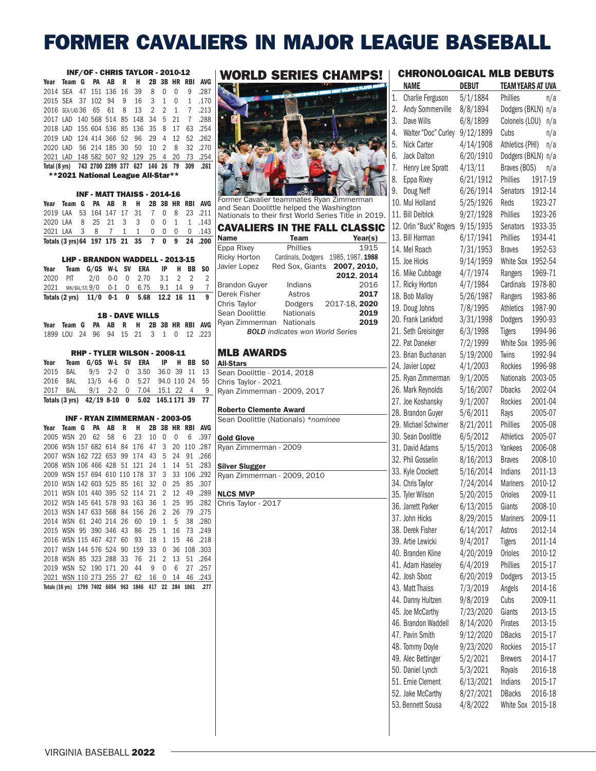# FORMER CAVALIERS IN MAJOR LEAGUE BASEBALL

### INF/OF - CHRIS TAYLOR - 2010-12

| Year | Team | G | PA | AB | R | H | 2B | 3B | HR | RBI | AVG |
|---|---|---|---|---|---|---|---|---|---|---|---|
| 2014 | SEA | 47 | 151 | 136 | 16 | 39 | 8 | 0 | 0 | 9 | .287 |
| 2015 | SEA | 37 | 102 | 94 | 9 | 16 | 3 | 1 | 0 | 1 | .170 |
| 2016 | SEA/LAD | 36 | 65 | 61 | 8 | 13 | 2 | 2 | 1 | 7 | .213 |
| 2017 | LAD | 140 | 568 | 514 | 85 | 148 | 34 | 5 | 21 | 7 | .288 |
| 2018 | LAD | 155 | 604 | 536 | 85 | 136 | 35 | 8 | 17 | 63 | .254 |
| 2019 | LAD | 124 | 414 | 366 | 52 | 96 | 29 | 4 | 12 | 52 | .262 |
| 2020 | LAD | 56 | 214 | 185 | 30 | 50 | 10 | 2 | 8 | 32 | .270 |
| 2021 | LAD | 148 | 582 | 507 | 92 | 129 | 25 | 4 | 20 | 73 | .254 |
| Total (8 yrs) | | 743 | 2700 | 2399 | 377 | 627 | 146 | 26 | 79 | 309 | .261 |

**2021 National League All-Star**

### INF - MATT THAISS - 2014-16

| Year | Team | G | PA | AB | R | H | 2B | 3B | HR | RBI | AVG |
|---|---|---|---|---|---|---|---|---|---|---|---|
| 2019 | LAA | 53 | 164 | 147 | 17 | 31 | 7 | 0 | 8 | 23 | .211 |
| 2020 | LAA | 8 | 25 | 21 | 3 | 3 | 0 | 0 | 1 | 1 | .143 |
| 2021 | LAA | 3 | 8 | 7 | 1 | 1 | 0 | 0 | 0 | 0 | .143 |
| Totals (3 yrs) | | 64 | 197 | 175 | 21 | 35 | 7 | 0 | 9 | 24 | .200 |

### LHP - BRANDON WADDELL - 2013-15

| Year | Team | G/GS | W-L | SV | ERA | IP | H | BB | SO |
|---|---|---|---|---|---|---|---|---|---|
| 2020 | PIT | 2/0 | 0-0 | 0 | 2.70 | 3.1 | 2 | 2 | 2 |
| 2021 | MIN/BAL/STL | 9/0 | 0-1 | 0 | 6.75 | 9.1 | 14 | 9 | 7 |
| Totals (2 yrs) | | 11/0 | 0-1 | 0 | 5.68 | 12.2 | 16 | 11 | 9 |

### 1B - DAVE WILLS

| Year | Team | G | PA | AB | R | H | 2B | 3B | HR | RBI | AVG |
|---|---|---|---|---|---|---|---|---|---|---|---|
| 1899 | LOU | 24 | 96 | 94 | 15 | 21 | 3 | 1 | 0 | 12 | .223 |

### RHP - TYLER WILSON - 2008-11

| Year | Team | G/GS | W-L | SV | ERA | IP | H | BB | SO |
|---|---|---|---|---|---|---|---|---|---|
| 2015 | BAL | 9/5 | 2-2 | 0 | 3.50 | 36.0 | 39 | 11 | 13 |
| 2016 | BAL | 13/5 | 4-6 | 0 | 5.27 | 94.0 | 110 | 24 | 55 |
| 2017 | BAL | 9/1 | 2-2 | 0 | 7.04 | 15.1 | 22 | 4 | 9 |
| Totals (3 yrs) | | 42/19 | 8-10 | 0 | 5.02 | 145.1 | 171 | 39 | 77 |

### INF - RYAN ZIMMERMAN - 2003-05

| Year | Team | G | PA | AB | R | H | 2B | 3B | HR | RBI | AVG |
|---|---|---|---|---|---|---|---|---|---|---|---|
| 2005 | WSN | 20 | 62 | 58 | 6 | 23 | 10 | 0 | 0 | 6 | .397 |
| 2006 | WSN | 157 | 682 | 614 | 84 | 176 | 47 | 3 | 20 | 110 | .287 |
| 2007 | WSN | 162 | 722 | 653 | 99 | 174 | 43 | 5 | 24 | 91 | .266 |
| 2008 | WSN | 106 | 466 | 428 | 51 | 121 | 24 | 1 | 14 | 51 | .283 |
| 2009 | WSN | 157 | 694 | 610 | 110 | 178 | 37 | 3 | 33 | 106 | .292 |
| 2010 | WSN | 142 | 603 | 525 | 85 | 161 | 32 | 0 | 25 | 85 | .307 |
| 2011 | WSN | 101 | 440 | 395 | 52 | 114 | 21 | 2 | 12 | 49 | .289 |
| 2012 | WSN | 145 | 641 | 578 | 93 | 163 | 36 | 1 | 25 | 95 | .282 |
| 2013 | WSN | 147 | 633 | 568 | 84 | 156 | 26 | 2 | 26 | 79 | .275 |
| 2014 | WSN | 61 | 240 | 214 | 26 | 60 | 19 | 1 | 5 | 38 | .280 |
| 2015 | WSN | 95 | 390 | 346 | 43 | 86 | 25 | 1 | 16 | 73 | .249 |
| 2016 | WSN | 115 | 467 | 427 | 60 | 93 | 18 | 1 | 15 | 46 | .218 |
| 2017 | WSN | 144 | 576 | 524 | 90 | 159 | 33 | 0 | 36 | 108 | .303 |
| 2018 | WSN | 85 | 323 | 288 | 33 | 76 | 21 | 2 | 13 | 51 | .264 |
| 2019 | WSN | 52 | 190 | 171 | 20 | 44 | 9 | 0 | 6 | 27 | .257 |
| 2021 | WSN | 110 | 273 | 255 | 27 | 62 | 16 | 0 | 14 | 46 | .243 |
| Totals (16 yrs) | | 1799 | 7402 | 6654 | 963 | 1846 | 417 | 22 | 284 | 1061 | .277 |

## WORLD SERIES CHAMPS!

Former Cavalier teammates Ryan Zimmerman and Sean Doolittle helped the Washington Nationals to their first World Series Title in 2019.

## CAVALIERS IN THE FALL CLASSIC

| Name | Team | Year(s) |
|---|---|---|
| Eppa Rixey | Phillies | 1915 |
| Ricky Horton | Cardinals, Dodgers | 1985, 1987, **1988** |
| Javier Lopez | Red Sox, Giants | **2007**, **2010**, **2012**, **2014** |
| Brandon Guyer | Indians | 2016 |
| Derek Fisher | Astros | **2017** |
| Chris Taylor | Dodgers | 2017-18, **2020** |
| Sean Doolittle | Nationals | **2019** |
| Ryan Zimmerman | Nationals | **2019** |

***BOLD** indicates won World Series*

## MLB AWARDS

**All-Stars**
Sean Doolittle - 2014, 2018
Chris Taylor - 2021
Ryan Zimmerman - 2009, 2017

**Roberto Clemente Award**
Sean Doolittle (Nationals) *nominee

**Gold Glove**
Ryan Zimmerman - 2009

**Silver Slugger**
Ryan Zimmerman - 2009, 2010

**NLCS MVP**
Chris Taylor - 2017

## CHRONOLOGICAL MLB DEBUTS

| | NAME | DEBUT | TEAM | YEARS AT UVA |
|---|---|---|---|---|
| 1. | Charlie Ferguson | 5/1/1884 | Phillies | n/a |
| 2. | Andy Sommerville | 8/8/1894 | Dodgers (BKLN) | n/a |
| 3. | Dave Wills | 6/8/1899 | Colonels (LOU) | n/a |
| 4. | Walter "Doc" Curley | 9/12/1899 | Cubs | n/a |
| 5. | Nick Carter | 4/14/1908 | Athletics (PHI) | n/a |
| 6. | Jack Dalton | 6/20/1910 | Dodgers (BKLN) | n/a |
| 7. | Henry Lee Spratt | 4/13/11 | Braves (BOS) | n/a |
| 8. | Eppa Rixey | 6/21/1912 | Phillies | 1917-19 |
| 9. | Doug Neff | 6/26/1914 | Senators | 1912-14 |
| 10. | Mul Holland | 5/25/1926 | Reds | 1923-27 |
| 11. | Bill Deitrick | 9/27/1928 | Phillies | 1923-26 |
| 12. | Orlin "Buck" Rogers | 9/15/1935 | Senators | 1933-35 |
| 13. | Bill Harman | 6/17/1941 | Phillies | 1934-41 |
| 14. | Mel Roach | 7/31/1953 | Braves | 1952-53 |
| 15. | Joe Hicks | 9/14/1959 | White Sox | 1952-54 |
| 16. | Mike Cubbage | 4/7/1974 | Rangers | 1969-71 |
| 17. | Ricky Horton | 4/7/1984 | Cardinals | 1978-80 |
| 18. | Bob Malloy | 5/26/1987 | Rangers | 1983-86 |
| 19. | Doug Johns | 7/8/1995 | Athletics | 1987-90 |
| 20. | Frank Lankford | 3/31/1998 | Dodgers | 1990-93 |
| 21. | Seth Greisinger | 6/3/1998 | Tigers | 1994-96 |
| 22. | Pat Daneker | 7/2/1999 | White Sox | 1995-96 |
| 23. | Brian Buchanan | 5/19/2000 | Twins | 1992-94 |
| 24. | Javier Lopez | 4/1/2003 | Rockies | 1996-98 |
| 25. | Ryan Zimmerman | 9/1/2005 | Nationals | 2003-05 |
| 26. | Mark Reynolds | 5/16/2007 | Dbacks | 2002-04 |
| 27. | Joe Koshansky | 9/1/2007 | Rockies | 2001-04 |
| 28. | Brandon Guyer | 5/6/2011 | Rays | 2005-07 |
| 29. | Michael Schwimer | 8/21/2011 | Phillies | 2005-08 |
| 30. | Sean Doolittle | 6/5/2012 | Athletics | 2005-07 |
| 31. | David Adams | 5/15/2013 | Yankees | 2006-08 |
| 32. | Phil Gosselin | 8/16/2013 | Braves | 2008-10 |
| 33. | Kyle Crockett | 5/16/2014 | Indians | 2011-13 |
| 34. | Chris Taylor | 7/24/2014 | Mariners | 2010-12 |
| 35. | Tyler Wilson | 5/20/2015 | Orioles | 2009-11 |
| 36. | Jarrett Parker | 6/13/2015 | Giants | 2008-10 |
| 37. | John Hicks | 8/29/2015 | Mariners | 2009-11 |
| 38. | Derek Fisher | 6/14/2017 | Astros | 2012-14 |
| 39. | Artie Lewicki | 9/4/2017 | Tigers | 2011-14 |
| 40. | Branden Kline | 4/20/2019 | Orioles | 2010-12 |
| 41. | Adam Haseley | 6/4/2019 | Phillies | 2015-17 |
| 42. | Josh Sborz | 6/20/2019 | Dodgers | 2013-15 |
| 43. | Matt Thaiss | 7/3/2019 | Angels | 2014-16 |
| 44. | Danny Hultzen | 9/8/2019 | Cubs | 2009-11 |
| 45. | Joe McCarthy | 7/23/2020 | Giants | 2013-15 |
| 46. | Brandon Waddell | 8/14/2020 | Pirates | 2013-15 |
| 47. | Pavin Smith | 9/12/2020 | DBacks | 2015-17 |
| 48. | Tommy Doyle | 9/23/2020 | Rockies | 2015-17 |
| 49. | Alec Bettinger | 5/2/2021 | Brewers | 2014-17 |
| 50. | Daniel Lynch | 5/3/2021 | Royals | 2016-18 |
| 51. | Ernie Clement | 6/13/2021 | Indians | 2015-17 |
| 52. | Jake McCarthy | 8/27/2021 | DBacks | 2016-18 |
| 53. | Bennett Sousa | 4/8/2022 | White Sox | 2015-18 |